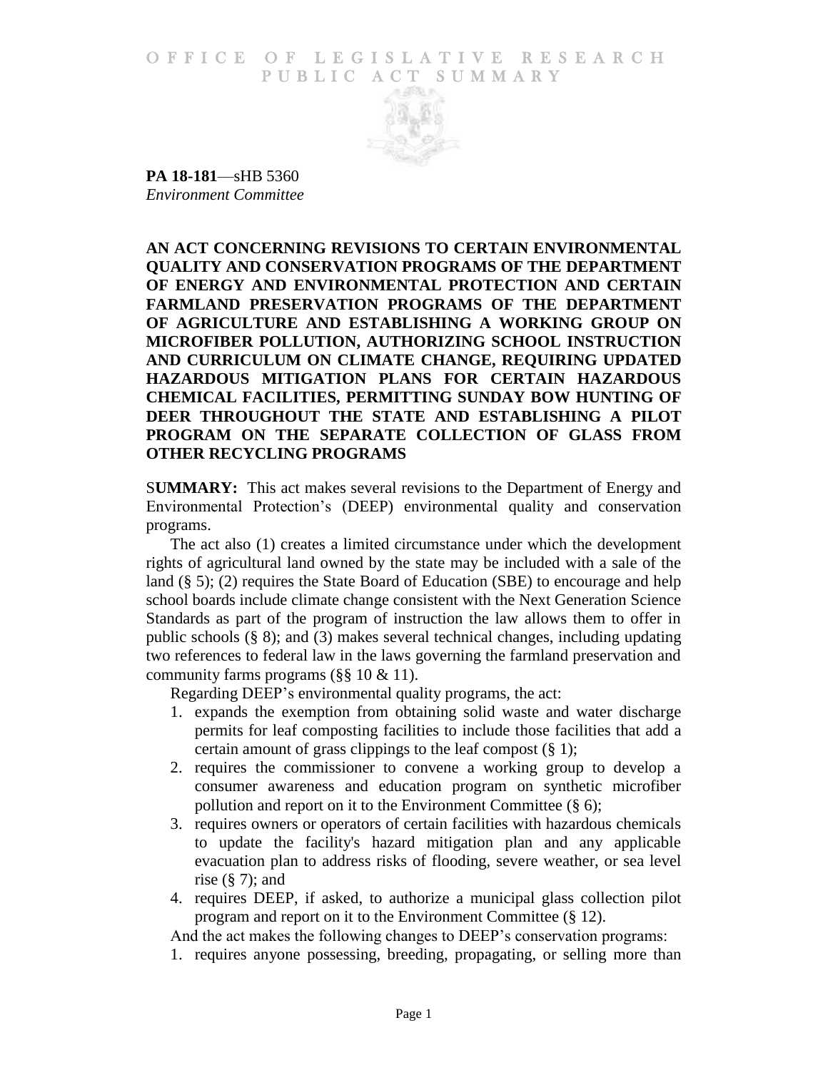OFFICE OF LEGISLATIVE RESEARCH
PUBLIC ACT SUMMARY

**PA 18-181**—sHB 5360
*Environment Committee*

# AN ACT CONCERNING REVISIONS TO CERTAIN ENVIRONMENTAL QUALITY AND CONSERVATION PROGRAMS OF THE DEPARTMENT OF ENERGY AND ENVIRONMENTAL PROTECTION AND CERTAIN FARMLAND PRESERVATION PROGRAMS OF THE DEPARTMENT OF AGRICULTURE AND ESTABLISHING A WORKING GROUP ON MICROFIBER POLLUTION, AUTHORIZING SCHOOL INSTRUCTION AND CURRICULUM ON CLIMATE CHANGE, REQUIRING UPDATED HAZARDOUS MITIGATION PLANS FOR CERTAIN HAZARDOUS CHEMICAL FACILITIES, PERMITTING SUNDAY BOW HUNTING OF DEER THROUGHOUT THE STATE AND ESTABLISHING A PILOT PROGRAM ON THE SEPARATE COLLECTION OF GLASS FROM OTHER RECYCLING PROGRAMS

**SUMMARY:** This act makes several revisions to the Department of Energy and Environmental Protection's (DEEP) environmental quality and conservation programs.

The act also (1) creates a limited circumstance under which the development rights of agricultural land owned by the state may be included with a sale of the land (§ 5); (2) requires the State Board of Education (SBE) to encourage and help school boards include climate change consistent with the Next Generation Science Standards as part of the program of instruction the law allows them to offer in public schools (§ 8); and (3) makes several technical changes, including updating two references to federal law in the laws governing the farmland preservation and community farms programs (§§ 10 & 11).

Regarding DEEP's environmental quality programs, the act:

1. expands the exemption from obtaining solid waste and water discharge permits for leaf composting facilities to include those facilities that add a certain amount of grass clippings to the leaf compost (§ 1);
2. requires the commissioner to convene a working group to develop a consumer awareness and education program on synthetic microfiber pollution and report on it to the Environment Committee (§ 6);
3. requires owners or operators of certain facilities with hazardous chemicals to update the facility's hazard mitigation plan and any applicable evacuation plan to address risks of flooding, severe weather, or sea level rise (§ 7); and
4. requires DEEP, if asked, to authorize a municipal glass collection pilot program and report on it to the Environment Committee (§ 12).

And the act makes the following changes to DEEP's conservation programs:

1. requires anyone possessing, breeding, propagating, or selling more than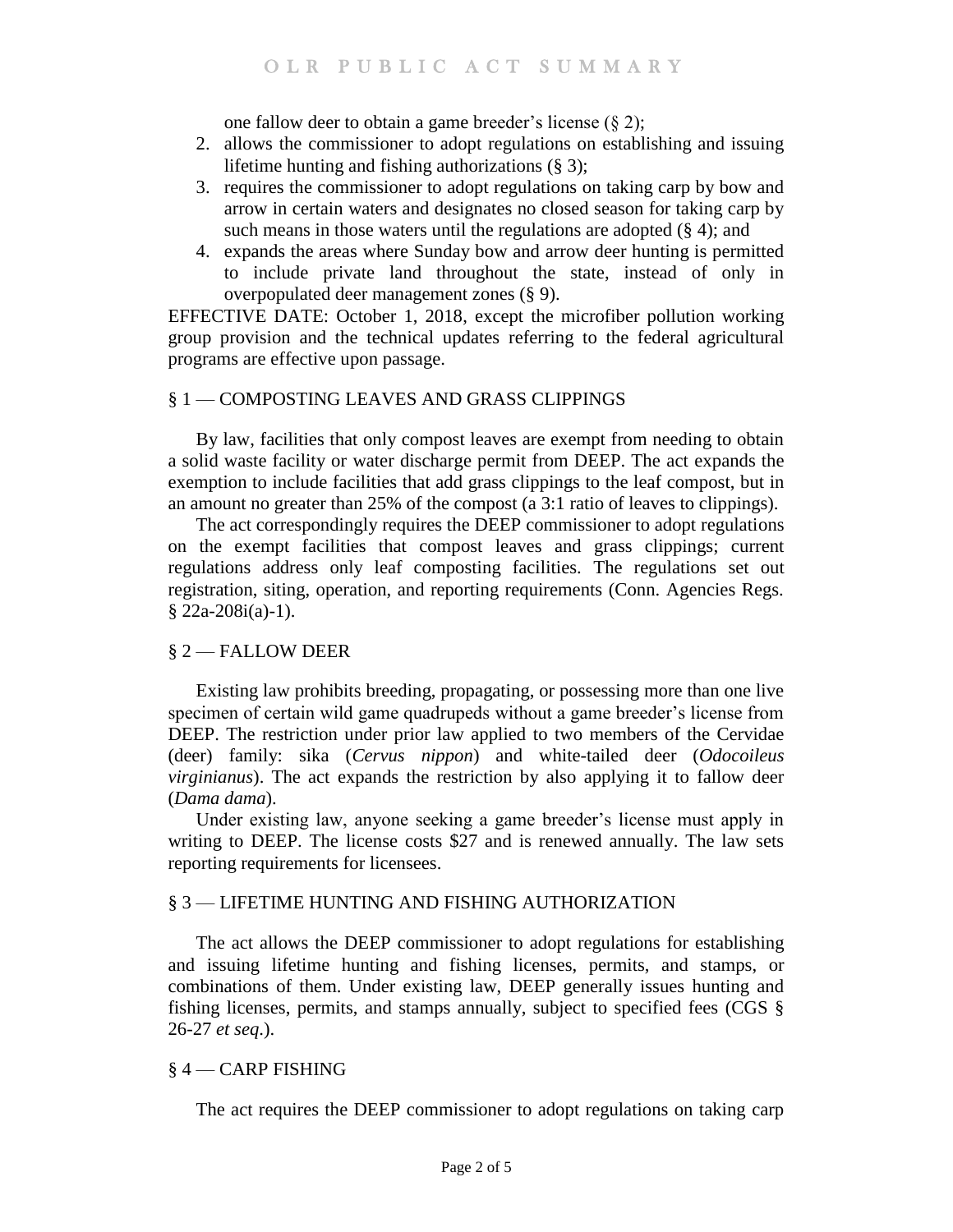one fallow deer to obtain a game breeder's license (§ 2);

2. allows the commissioner to adopt regulations on establishing and issuing lifetime hunting and fishing authorizations (§ 3);
3. requires the commissioner to adopt regulations on taking carp by bow and arrow in certain waters and designates no closed season for taking carp by such means in those waters until the regulations are adopted (§ 4); and
4. expands the areas where Sunday bow and arrow deer hunting is permitted to include private land throughout the state, instead of only in overpopulated deer management zones (§ 9).

EFFECTIVE DATE: October 1, 2018, except the microfiber pollution working group provision and the technical updates referring to the federal agricultural programs are effective upon passage.

## § 1 — COMPOSTING LEAVES AND GRASS CLIPPINGS

By law, facilities that only compost leaves are exempt from needing to obtain a solid waste facility or water discharge permit from DEEP. The act expands the exemption to include facilities that add grass clippings to the leaf compost, but in an amount no greater than 25% of the compost (a 3:1 ratio of leaves to clippings).

The act correspondingly requires the DEEP commissioner to adopt regulations on the exempt facilities that compost leaves and grass clippings; current regulations address only leaf composting facilities. The regulations set out registration, siting, operation, and reporting requirements (Conn. Agencies Regs. § 22a-208i(a)-1).

## § 2 — FALLOW DEER

Existing law prohibits breeding, propagating, or possessing more than one live specimen of certain wild game quadrupeds without a game breeder's license from DEEP. The restriction under prior law applied to two members of the Cervidae (deer) family: sika (*Cervus nippon*) and white-tailed deer (*Odocoileus virginianus*). The act expands the restriction by also applying it to fallow deer (*Dama dama*).

Under existing law, anyone seeking a game breeder's license must apply in writing to DEEP. The license costs $27 and is renewed annually. The law sets reporting requirements for licensees.

## § 3 — LIFETIME HUNTING AND FISHING AUTHORIZATION

The act allows the DEEP commissioner to adopt regulations for establishing and issuing lifetime hunting and fishing licenses, permits, and stamps, or combinations of them. Under existing law, DEEP generally issues hunting and fishing licenses, permits, and stamps annually, subject to specified fees (CGS § 26-27 *et seq*.).

## § 4 — CARP FISHING

The act requires the DEEP commissioner to adopt regulations on taking carp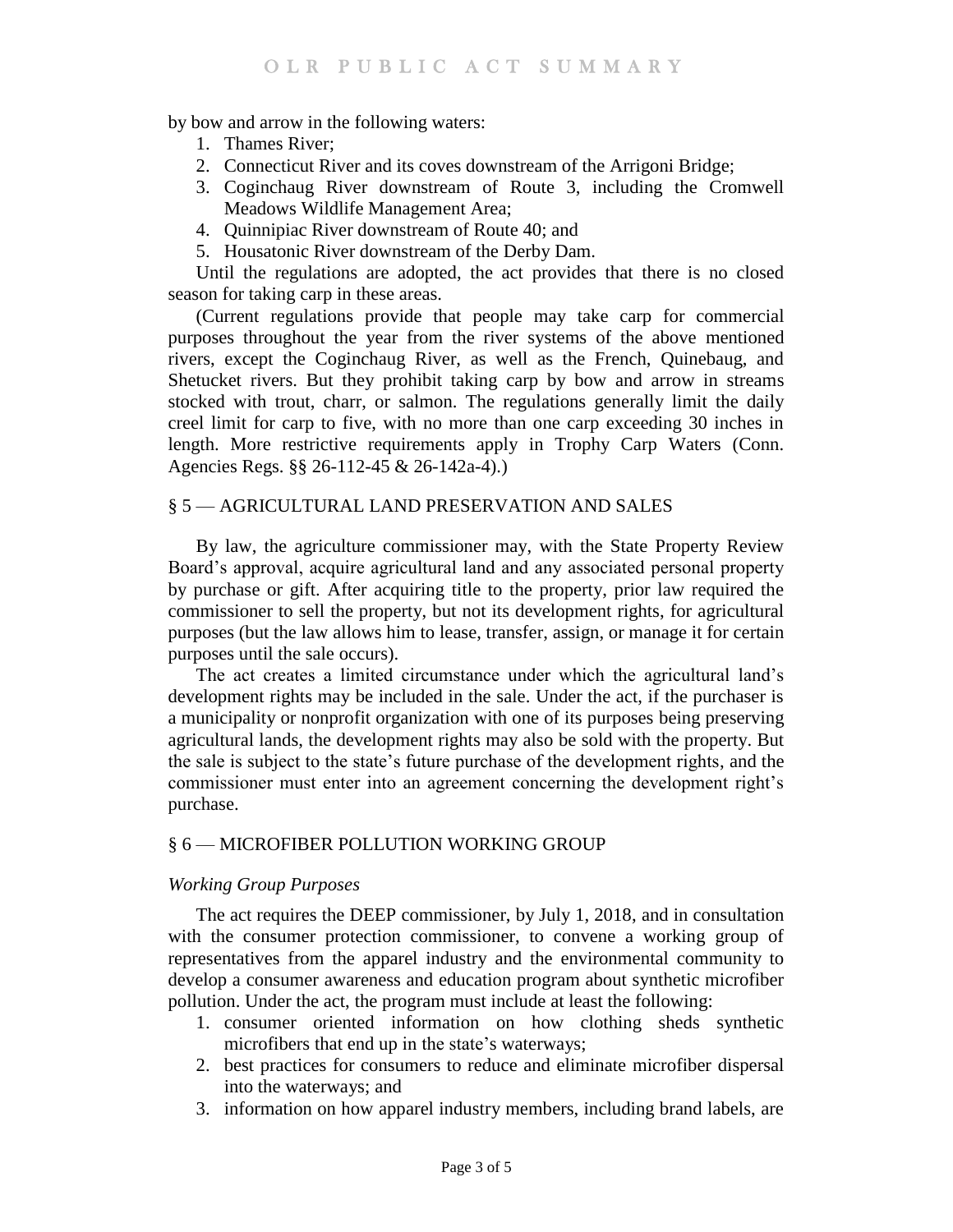by bow and arrow in the following waters:

1. Thames River;
2. Connecticut River and its coves downstream of the Arrigoni Bridge;
3. Coginchaug River downstream of Route 3, including the Cromwell Meadows Wildlife Management Area;
4. Quinnipiac River downstream of Route 40; and
5. Housatonic River downstream of the Derby Dam.

Until the regulations are adopted, the act provides that there is no closed season for taking carp in these areas.

(Current regulations provide that people may take carp for commercial purposes throughout the year from the river systems of the above mentioned rivers, except the Coginchaug River, as well as the French, Quinebaug, and Shetucket rivers. But they prohibit taking carp by bow and arrow in streams stocked with trout, charr, or salmon. The regulations generally limit the daily creel limit for carp to five, with no more than one carp exceeding 30 inches in length. More restrictive requirements apply in Trophy Carp Waters (Conn. Agencies Regs. §§ 26-112-45 & 26-142a-4).)

## § 5 — AGRICULTURAL LAND PRESERVATION AND SALES

By law, the agriculture commissioner may, with the State Property Review Board's approval, acquire agricultural land and any associated personal property by purchase or gift. After acquiring title to the property, prior law required the commissioner to sell the property, but not its development rights, for agricultural purposes (but the law allows him to lease, transfer, assign, or manage it for certain purposes until the sale occurs).

The act creates a limited circumstance under which the agricultural land's development rights may be included in the sale. Under the act, if the purchaser is a municipality or nonprofit organization with one of its purposes being preserving agricultural lands, the development rights may also be sold with the property. But the sale is subject to the state's future purchase of the development rights, and the commissioner must enter into an agreement concerning the development right's purchase.

## § 6 — MICROFIBER POLLUTION WORKING GROUP

### *Working Group Purposes*

The act requires the DEEP commissioner, by July 1, 2018, and in consultation with the consumer protection commissioner, to convene a working group of representatives from the apparel industry and the environmental community to develop a consumer awareness and education program about synthetic microfiber pollution. Under the act, the program must include at least the following:

1. consumer oriented information on how clothing sheds synthetic microfibers that end up in the state's waterways;
2. best practices for consumers to reduce and eliminate microfiber dispersal into the waterways; and
3. information on how apparel industry members, including brand labels, are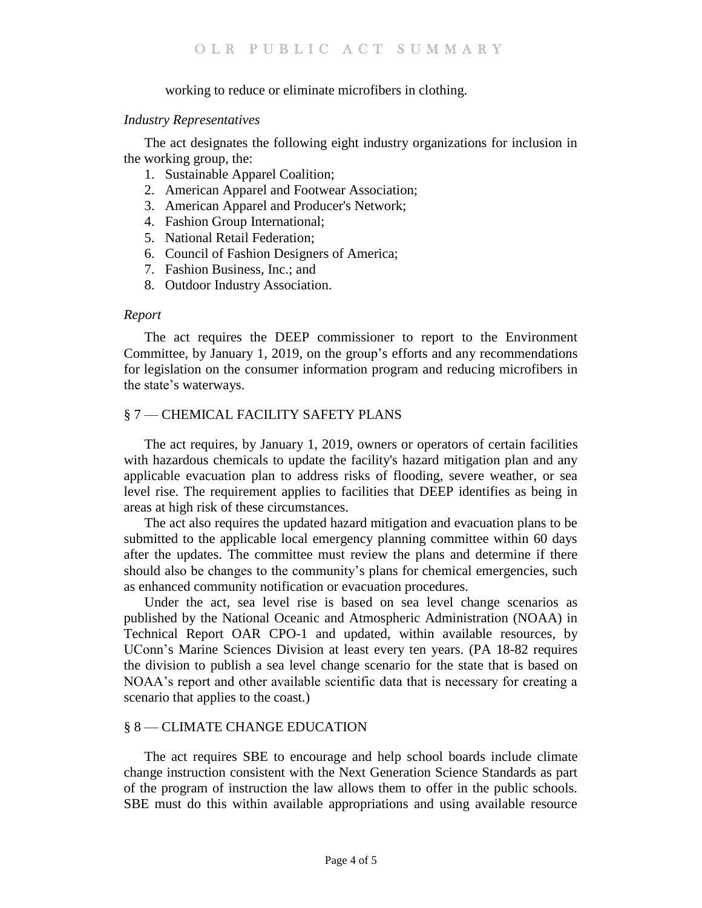working to reduce or eliminate microfibers in clothing.

*Industry Representatives*

The act designates the following eight industry organizations for inclusion in the working group, the:

1. Sustainable Apparel Coalition;
2. American Apparel and Footwear Association;
3. American Apparel and Producer's Network;
4. Fashion Group International;
5. National Retail Federation;
6. Council of Fashion Designers of America;
7. Fashion Business, Inc.; and
8. Outdoor Industry Association.

*Report*

The act requires the DEEP commissioner to report to the Environment Committee, by January 1, 2019, on the group's efforts and any recommendations for legislation on the consumer information program and reducing microfibers in the state's waterways.

## § 7 — CHEMICAL FACILITY SAFETY PLANS

The act requires, by January 1, 2019, owners or operators of certain facilities with hazardous chemicals to update the facility's hazard mitigation plan and any applicable evacuation plan to address risks of flooding, severe weather, or sea level rise. The requirement applies to facilities that DEEP identifies as being in areas at high risk of these circumstances.

The act also requires the updated hazard mitigation and evacuation plans to be submitted to the applicable local emergency planning committee within 60 days after the updates. The committee must review the plans and determine if there should also be changes to the community's plans for chemical emergencies, such as enhanced community notification or evacuation procedures.

Under the act, sea level rise is based on sea level change scenarios as published by the National Oceanic and Atmospheric Administration (NOAA) in Technical Report OAR CPO-1 and updated, within available resources, by UConn's Marine Sciences Division at least every ten years. (PA 18-82 requires the division to publish a sea level change scenario for the state that is based on NOAA's report and other available scientific data that is necessary for creating a scenario that applies to the coast.)

## § 8 — CLIMATE CHANGE EDUCATION

The act requires SBE to encourage and help school boards include climate change instruction consistent with the Next Generation Science Standards as part of the program of instruction the law allows them to offer in the public schools. SBE must do this within available appropriations and using available resource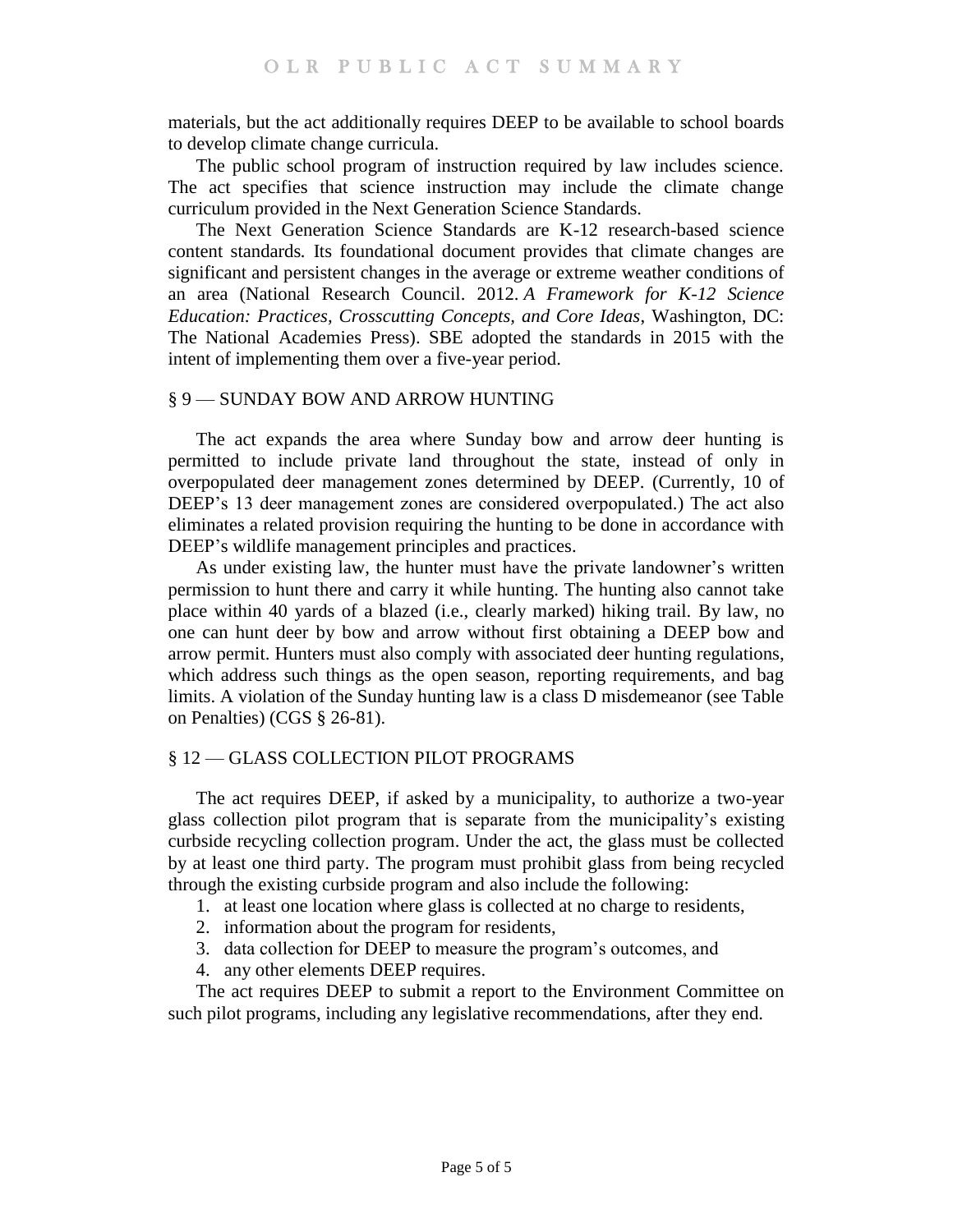materials, but the act additionally requires DEEP to be available to school boards to develop climate change curricula.

The public school program of instruction required by law includes science. The act specifies that science instruction may include the climate change curriculum provided in the Next Generation Science Standards.

The Next Generation Science Standards are K-12 research-based science content standards. Its foundational document provides that climate changes are significant and persistent changes in the average or extreme weather conditions of an area (National Research Council. 2012. *A Framework for K-12 Science Education: Practices, Crosscutting Concepts, and Core Ideas*, Washington, DC: The National Academies Press). SBE adopted the standards in 2015 with the intent of implementing them over a five-year period.

## § 9 — SUNDAY BOW AND ARROW HUNTING

The act expands the area where Sunday bow and arrow deer hunting is permitted to include private land throughout the state, instead of only in overpopulated deer management zones determined by DEEP. (Currently, 10 of DEEP's 13 deer management zones are considered overpopulated.) The act also eliminates a related provision requiring the hunting to be done in accordance with DEEP's wildlife management principles and practices.

As under existing law, the hunter must have the private landowner's written permission to hunt there and carry it while hunting. The hunting also cannot take place within 40 yards of a blazed (i.e., clearly marked) hiking trail. By law, no one can hunt deer by bow and arrow without first obtaining a DEEP bow and arrow permit. Hunters must also comply with associated deer hunting regulations, which address such things as the open season, reporting requirements, and bag limits. A violation of the Sunday hunting law is a class D misdemeanor (see Table on Penalties) (CGS § 26-81).

## § 12 — GLASS COLLECTION PILOT PROGRAMS

The act requires DEEP, if asked by a municipality, to authorize a two-year glass collection pilot program that is separate from the municipality's existing curbside recycling collection program. Under the act, the glass must be collected by at least one third party. The program must prohibit glass from being recycled through the existing curbside program and also include the following:

1. at least one location where glass is collected at no charge to residents,
2. information about the program for residents,
3. data collection for DEEP to measure the program's outcomes, and
4. any other elements DEEP requires.

The act requires DEEP to submit a report to the Environment Committee on such pilot programs, including any legislative recommendations, after they end.